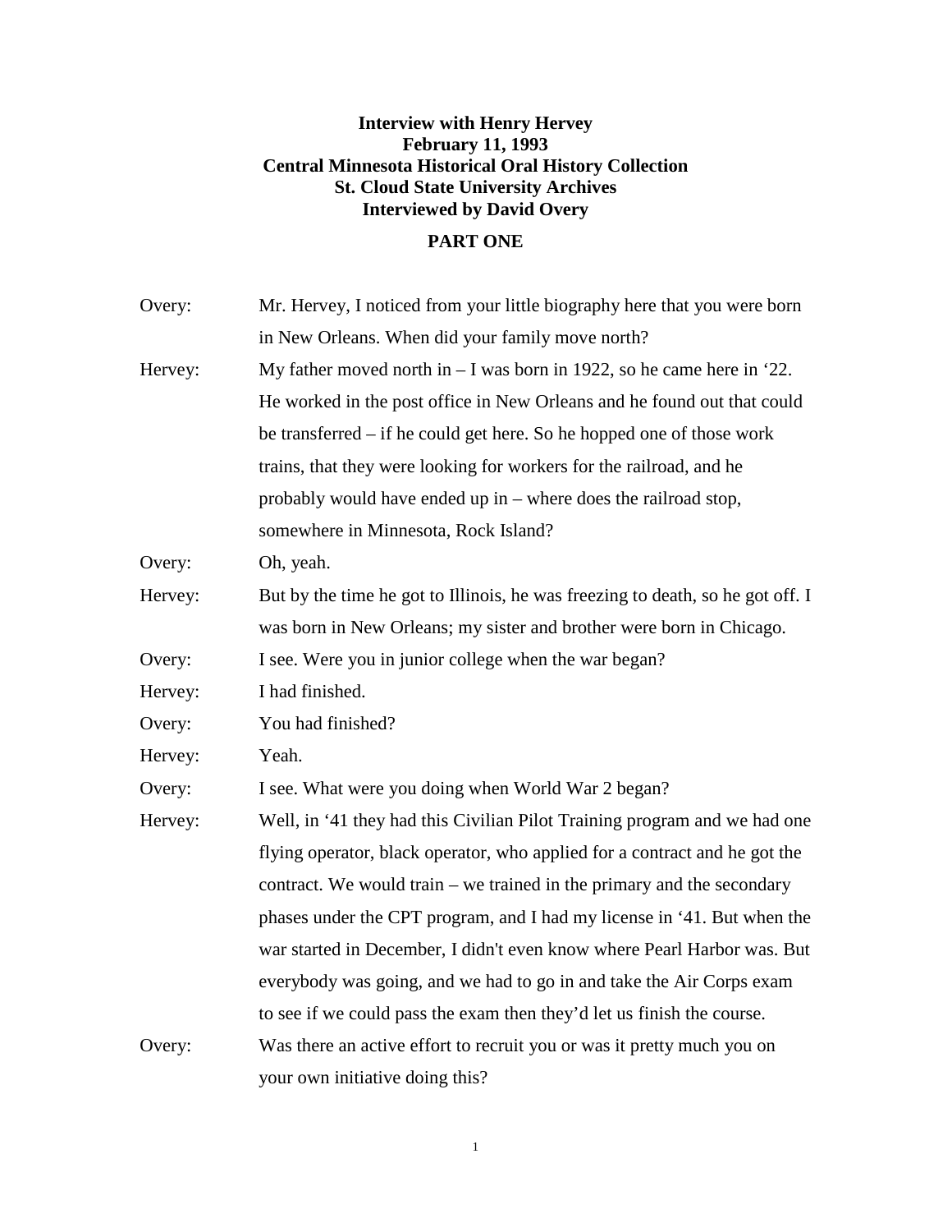**Interview with Henry Hervey**
**February 11, 1993**
**Central Minnesota Historical Oral History Collection**
**St. Cloud State University Archives**
**Interviewed by David Overy**

**PART ONE**

Overy: Mr. Hervey, I noticed from your little biography here that you were born in New Orleans. When did your family move north?

Hervey: My father moved north in – I was born in 1922, so he came here in '22. He worked in the post office in New Orleans and he found out that could be transferred – if he could get here. So he hopped one of those work trains, that they were looking for workers for the railroad, and he probably would have ended up in – where does the railroad stop, somewhere in Minnesota, Rock Island?

Overy: Oh, yeah.

Hervey: But by the time he got to Illinois, he was freezing to death, so he got off. I was born in New Orleans; my sister and brother were born in Chicago.

Overy: I see. Were you in junior college when the war began?

Hervey: I had finished.

Overy: You had finished?

Hervey: Yeah.

Overy: I see. What were you doing when World War 2 began?

Hervey: Well, in '41 they had this Civilian Pilot Training program and we had one flying operator, black operator, who applied for a contract and he got the contract. We would train – we trained in the primary and the secondary phases under the CPT program, and I had my license in '41. But when the war started in December, I didn't even know where Pearl Harbor was. But everybody was going, and we had to go in and take the Air Corps exam to see if we could pass the exam then they'd let us finish the course.

Overy: Was there an active effort to recruit you or was it pretty much you on your own initiative doing this?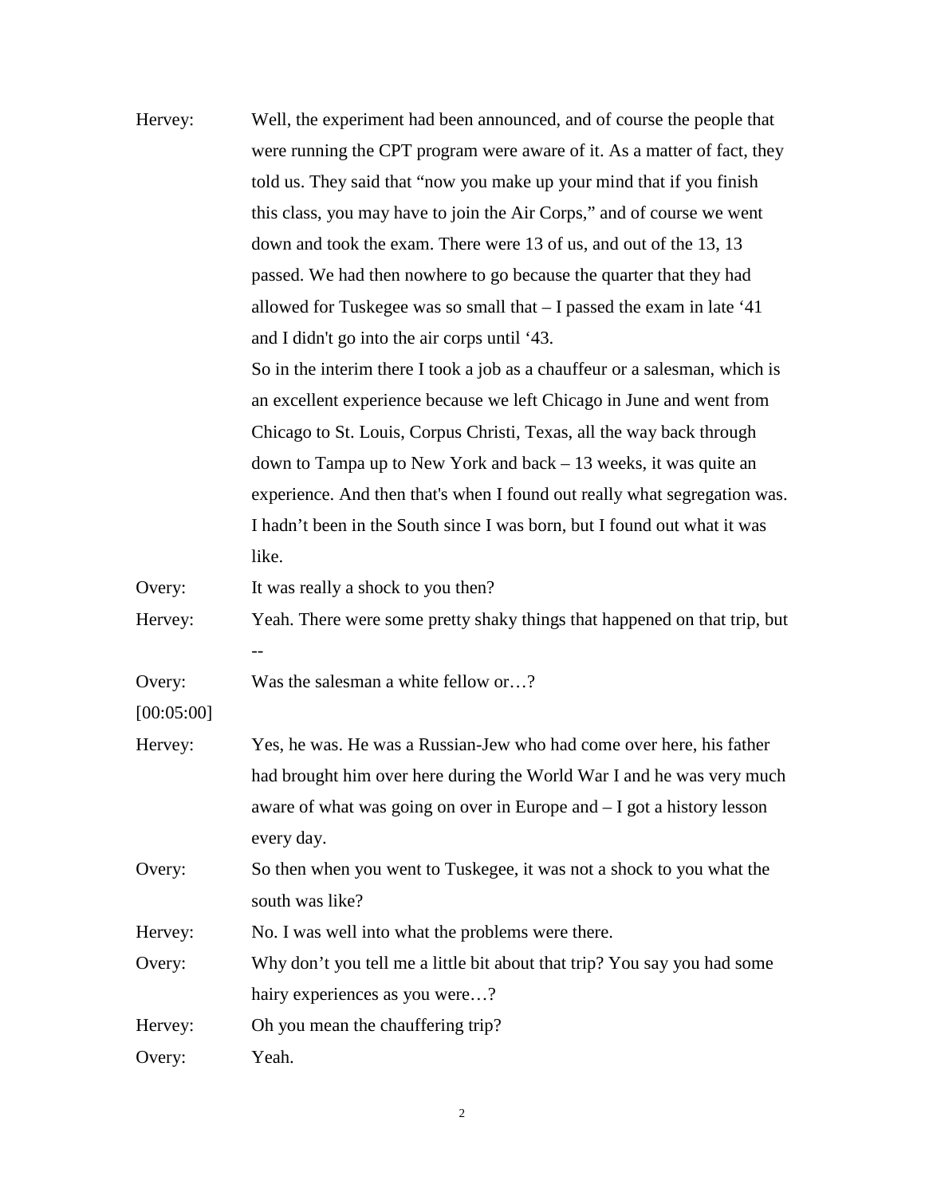Hervey: Well, the experiment had been announced, and of course the people that were running the CPT program were aware of it. As a matter of fact, they told us. They said that "now you make up your mind that if you finish this class, you may have to join the Air Corps," and of course we went down and took the exam. There were 13 of us, and out of the 13, 13 passed. We had then nowhere to go because the quarter that they had allowed for Tuskegee was so small that – I passed the exam in late '41 and I didn't go into the air corps until '43.

So in the interim there I took a job as a chauffeur or a salesman, which is an excellent experience because we left Chicago in June and went from Chicago to St. Louis, Corpus Christi, Texas, all the way back through down to Tampa up to New York and back – 13 weeks, it was quite an experience. And then that's when I found out really what segregation was. I hadn't been in the South since I was born, but I found out what it was like.

Overy: It was really a shock to you then?

Hervey: Yeah. There were some pretty shaky things that happened on that trip, but --

Overy: Was the salesman a white fellow or…?

[00:05:00]

Hervey: Yes, he was. He was a Russian-Jew who had come over here, his father had brought him over here during the World War I and he was very much aware of what was going on over in Europe and – I got a history lesson every day.

Overy: So then when you went to Tuskegee, it was not a shock to you what the south was like?

Hervey: No. I was well into what the problems were there.

Overy: Why don't you tell me a little bit about that trip? You say you had some hairy experiences as you were…?

Hervey: Oh you mean the chauffering trip?

Overy: Yeah.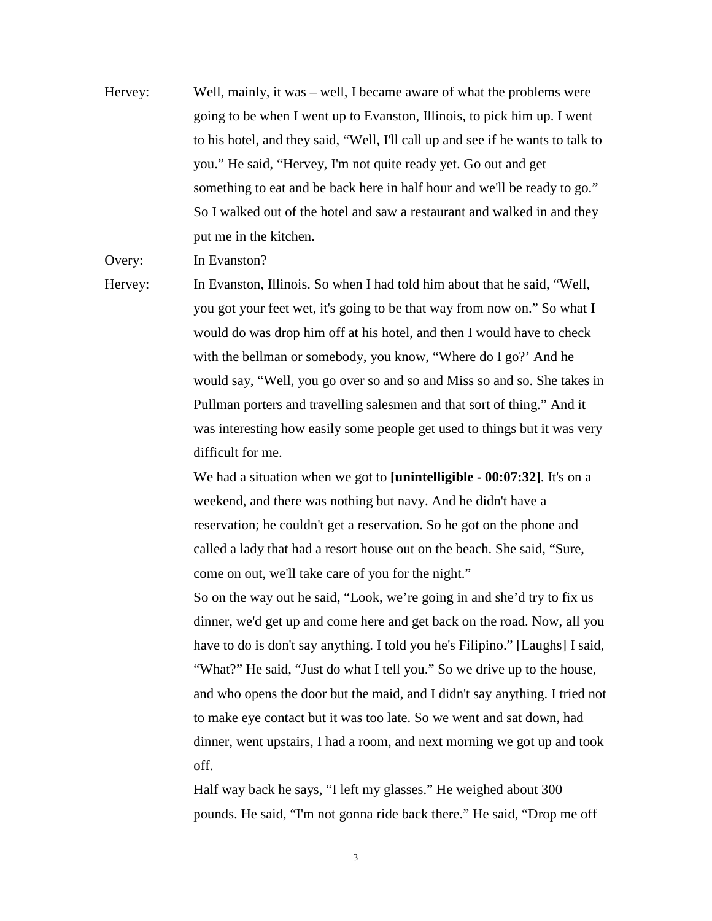Hervey: Well, mainly, it was – well, I became aware of what the problems were going to be when I went up to Evanston, Illinois, to pick him up. I went to his hotel, and they said, "Well, I'll call up and see if he wants to talk to you." He said, "Hervey, I'm not quite ready yet. Go out and get something to eat and be back here in half hour and we'll be ready to go." So I walked out of the hotel and saw a restaurant and walked in and they put me in the kitchen.

Overy: In Evanston?

Hervey: In Evanston, Illinois. So when I had told him about that he said, "Well, you got your feet wet, it's going to be that way from now on." So what I would do was drop him off at his hotel, and then I would have to check with the bellman or somebody, you know, "Where do I go?' And he would say, "Well, you go over so and so and Miss so and so. She takes in Pullman porters and travelling salesmen and that sort of thing." And it was interesting how easily some people get used to things but it was very difficult for me.

We had a situation when we got to **[unintelligible - 00:07:32]**. It's on a weekend, and there was nothing but navy. And he didn't have a reservation; he couldn't get a reservation. So he got on the phone and called a lady that had a resort house out on the beach. She said, "Sure, come on out, we'll take care of you for the night."

So on the way out he said, "Look, we're going in and she'd try to fix us dinner, we'd get up and come here and get back on the road. Now, all you have to do is don't say anything. I told you he's Filipino." [Laughs] I said, "What?" He said, "Just do what I tell you." So we drive up to the house, and who opens the door but the maid, and I didn't say anything. I tried not to make eye contact but it was too late. So we went and sat down, had dinner, went upstairs, I had a room, and next morning we got up and took off.

Half way back he says, "I left my glasses." He weighed about 300 pounds. He said, "I'm not gonna ride back there." He said, "Drop me off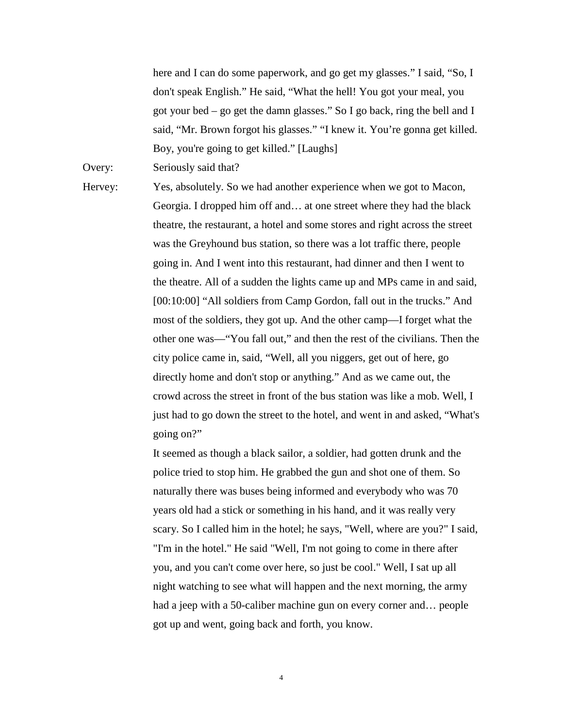here and I can do some paperwork, and go get my glasses." I said, "So, I don't speak English." He said, "What the hell! You got your meal, you got your bed – go get the damn glasses." So I go back, ring the bell and I said, "Mr. Brown forgot his glasses." "I knew it. You're gonna get killed. Boy, you're going to get killed." [Laughs]

Overy: Seriously said that?

Hervey: Yes, absolutely. So we had another experience when we got to Macon, Georgia. I dropped him off and… at one street where they had the black theatre, the restaurant, a hotel and some stores and right across the street was the Greyhound bus station, so there was a lot traffic there, people going in. And I went into this restaurant, had dinner and then I went to the theatre. All of a sudden the lights came up and MPs came in and said, [00:10:00] "All soldiers from Camp Gordon, fall out in the trucks." And most of the soldiers, they got up. And the other camp—I forget what the other one was—"You fall out," and then the rest of the civilians. Then the city police came in, said, "Well, all you niggers, get out of here, go directly home and don't stop or anything." And as we came out, the crowd across the street in front of the bus station was like a mob. Well, I just had to go down the street to the hotel, and went in and asked, "What's going on?"

It seemed as though a black sailor, a soldier, had gotten drunk and the police tried to stop him. He grabbed the gun and shot one of them. So naturally there was buses being informed and everybody who was 70 years old had a stick or something in his hand, and it was really very scary. So I called him in the hotel; he says, "Well, where are you?" I said, "I'm in the hotel." He said "Well, I'm not going to come in there after you, and you can't come over here, so just be cool." Well, I sat up all night watching to see what will happen and the next morning, the army had a jeep with a 50-caliber machine gun on every corner and… people got up and went, going back and forth, you know.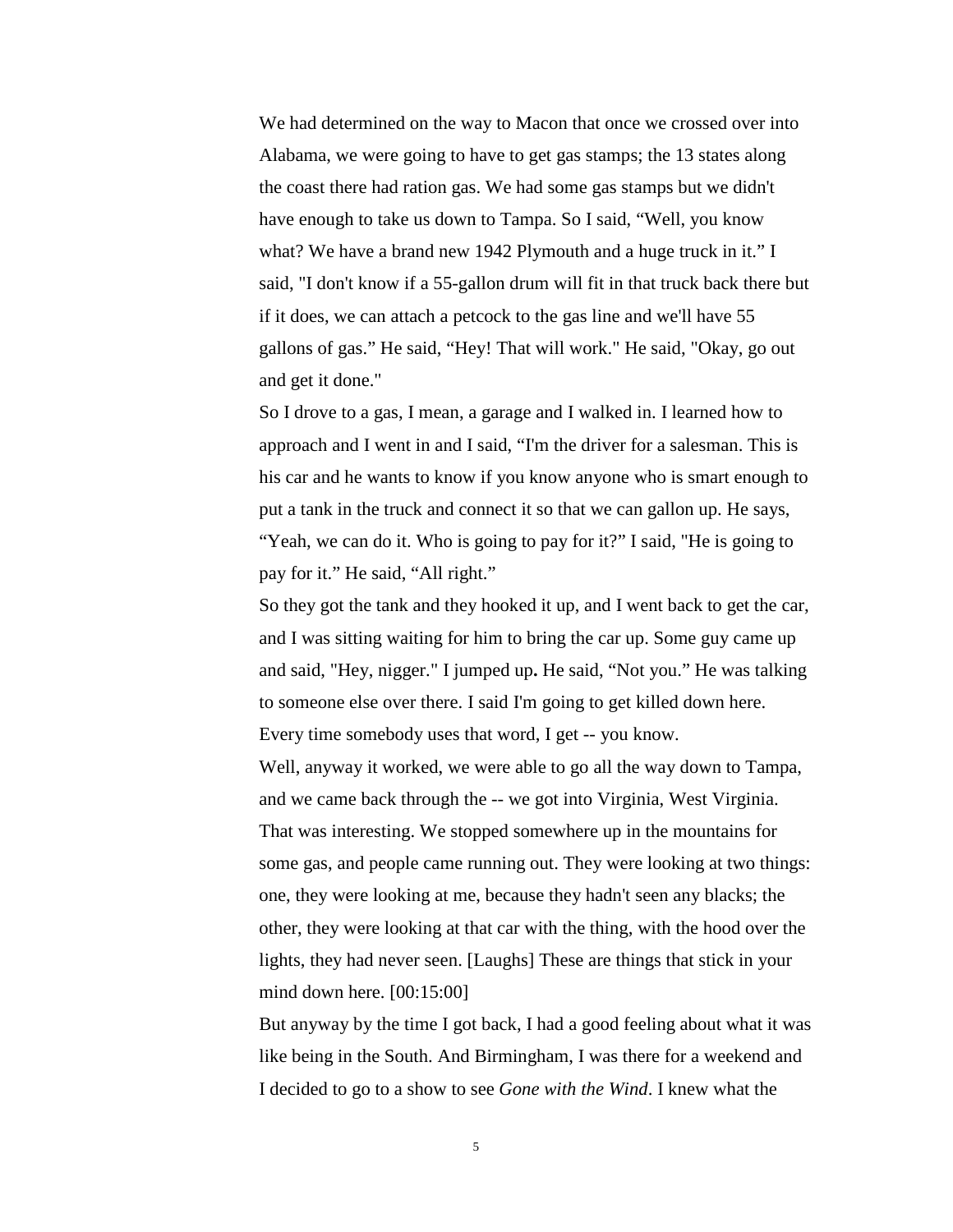We had determined on the way to Macon that once we crossed over into Alabama, we were going to have to get gas stamps; the 13 states along the coast there had ration gas. We had some gas stamps but we didn't have enough to take us down to Tampa. So I said, “Well, you know what? We have a brand new 1942 Plymouth and a huge truck in it.” I said, "I don't know if a 55-gallon drum will fit in that truck back there but if it does, we can attach a petcock to the gas line and we'll have 55 gallons of gas.” He said, “Hey! That will work." He said, "Okay, go out and get it done."

So I drove to a gas, I mean, a garage and I walked in. I learned how to approach and I went in and I said, “I'm the driver for a salesman. This is his car and he wants to know if you know anyone who is smart enough to put a tank in the truck and connect it so that we can gallon up. He says, “Yeah, we can do it. Who is going to pay for it?” I said, "He is going to pay for it.” He said, “All right.”

So they got the tank and they hooked it up, and I went back to get the car, and I was sitting waiting for him to bring the car up. Some guy came up and said, "Hey, nigger." I jumped up**.** He said, “Not you.” He was talking to someone else over there. I said I'm going to get killed down here. Every time somebody uses that word, I get -- you know.

Well, anyway it worked, we were able to go all the way down to Tampa, and we came back through the -- we got into Virginia, West Virginia. That was interesting. We stopped somewhere up in the mountains for some gas, and people came running out. They were looking at two things: one, they were looking at me, because they hadn't seen any blacks; the other, they were looking at that car with the thing, with the hood over the lights, they had never seen. [Laughs] These are things that stick in your mind down here. [00:15:00]

But anyway by the time I got back, I had a good feeling about what it was like being in the South. And Birmingham, I was there for a weekend and I decided to go to a show to see *Gone with the Wind*. I knew what the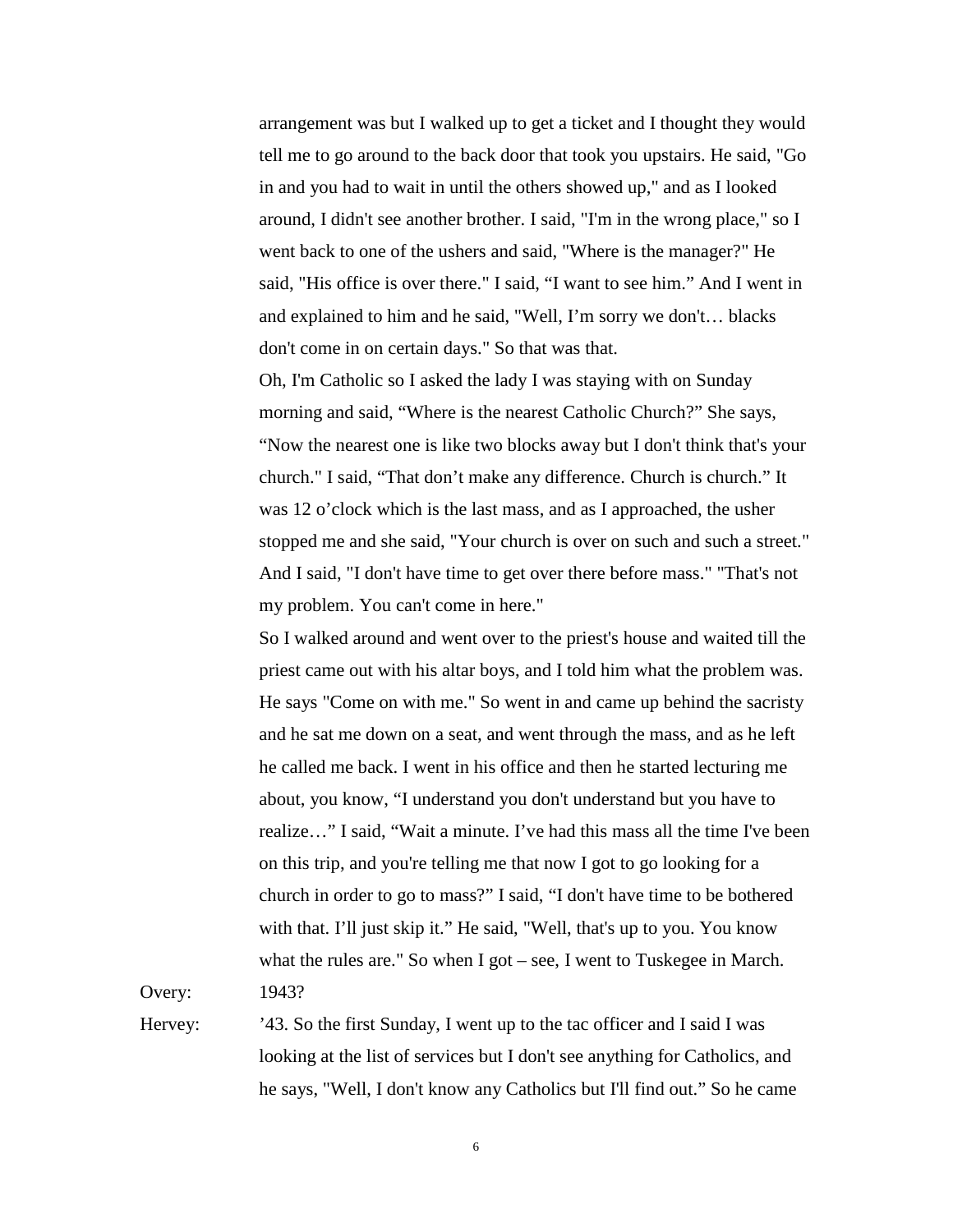arrangement was but I walked up to get a ticket and I thought they would tell me to go around to the back door that took you upstairs. He said, "Go in and you had to wait in until the others showed up," and as I looked around, I didn't see another brother. I said, "I'm in the wrong place," so I went back to one of the ushers and said, "Where is the manager?" He said, "His office is over there." I said, “I want to see him.” And I went in and explained to him and he said, "Well, I’m sorry we don't… blacks don't come in on certain days." So that was that.

Oh, I'm Catholic so I asked the lady I was staying with on Sunday morning and said, “Where is the nearest Catholic Church?” She says, “Now the nearest one is like two blocks away but I don't think that's your church." I said, “That don’t make any difference. Church is church.” It was 12 o’clock which is the last mass, and as I approached, the usher stopped me and she said, "Your church is over on such and such a street." And I said, "I don't have time to get over there before mass." "That's not my problem. You can't come in here."

So I walked around and went over to the priest's house and waited till the priest came out with his altar boys, and I told him what the problem was. He says "Come on with me." So went in and came up behind the sacristy and he sat me down on a seat, and went through the mass, and as he left he called me back. I went in his office and then he started lecturing me about, you know, “I understand you don't understand but you have to realize…” I said, “Wait a minute. I’ve had this mass all the time I've been on this trip, and you're telling me that now I got to go looking for a church in order to go to mass?” I said, “I don't have time to be bothered with that. I’ll just skip it.” He said, "Well, that's up to you. You know what the rules are." So when I got – see, I went to Tuskegee in March.

Overy: 1943?

Hervey: ’43. So the first Sunday, I went up to the tac officer and I said I was looking at the list of services but I don't see anything for Catholics, and he says, "Well, I don't know any Catholics but I'll find out.” So he came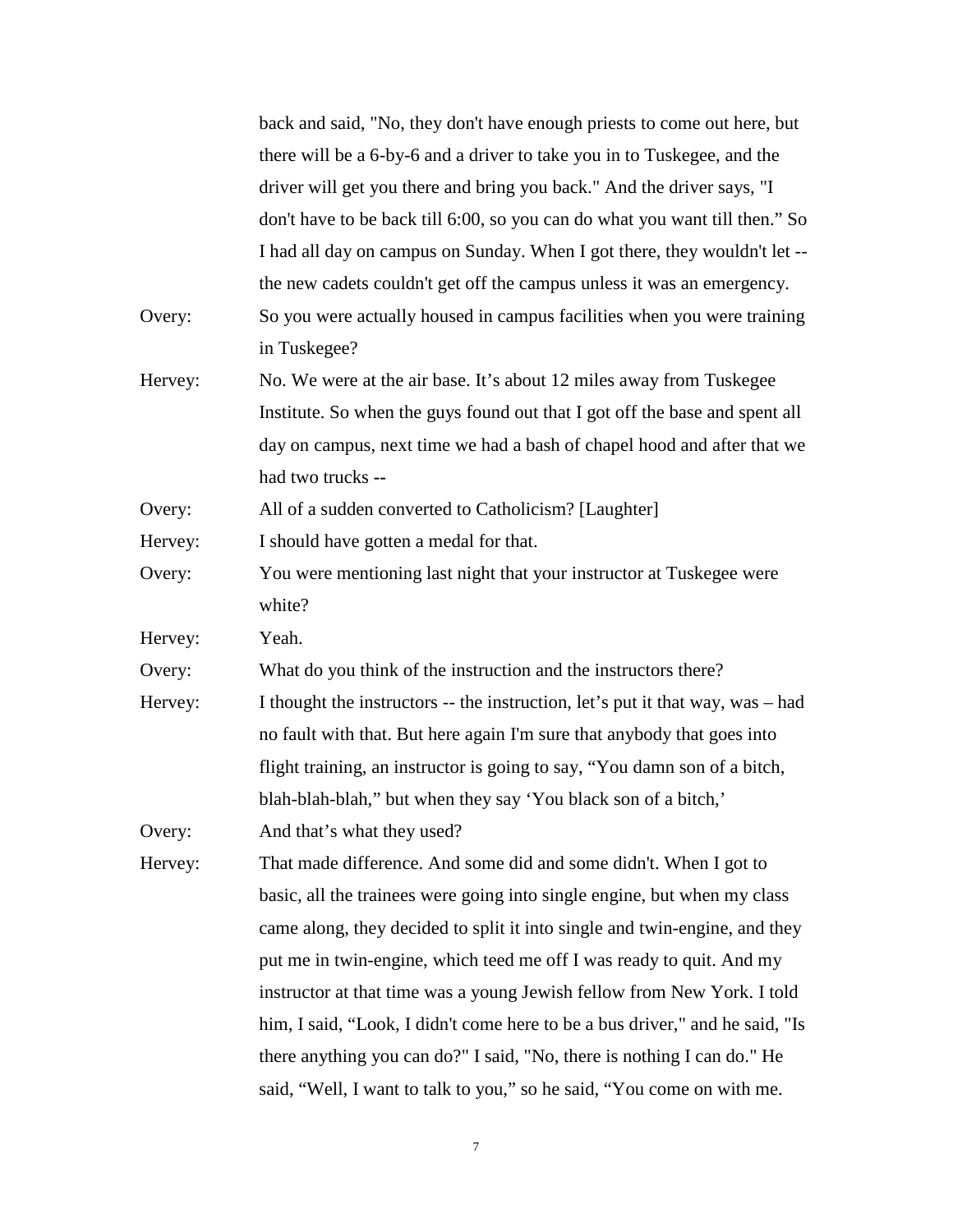back and said, "No, they don't have enough priests to come out here, but there will be a 6-by-6 and a driver to take you in to Tuskegee, and the driver will get you there and bring you back." And the driver says, "I don't have to be back till 6:00, so you can do what you want till then." So I had all day on campus on Sunday. When I got there, they wouldn't let -- the new cadets couldn't get off the campus unless it was an emergency.

Overy: So you were actually housed in campus facilities when you were training in Tuskegee?

Hervey: No. We were at the air base. It's about 12 miles away from Tuskegee Institute. So when the guys found out that I got off the base and spent all day on campus, next time we had a bash of chapel hood and after that we had two trucks --

Overy: All of a sudden converted to Catholicism? [Laughter]

Hervey: I should have gotten a medal for that.

Overy: You were mentioning last night that your instructor at Tuskegee were white?

Hervey: Yeah.

Overy: What do you think of the instruction and the instructors there?

Hervey: I thought the instructors -- the instruction, let's put it that way, was – had no fault with that. But here again I'm sure that anybody that goes into flight training, an instructor is going to say, "You damn son of a bitch, blah-blah-blah," but when they say 'You black son of a bitch,'

Overy: And that's what they used?

Hervey: That made difference. And some did and some didn't. When I got to basic, all the trainees were going into single engine, but when my class came along, they decided to split it into single and twin-engine, and they put me in twin-engine, which teed me off I was ready to quit. And my instructor at that time was a young Jewish fellow from New York. I told him, I said, "Look, I didn't come here to be a bus driver," and he said, "Is there anything you can do?" I said, "No, there is nothing I can do." He said, "Well, I want to talk to you," so he said, "You come on with me.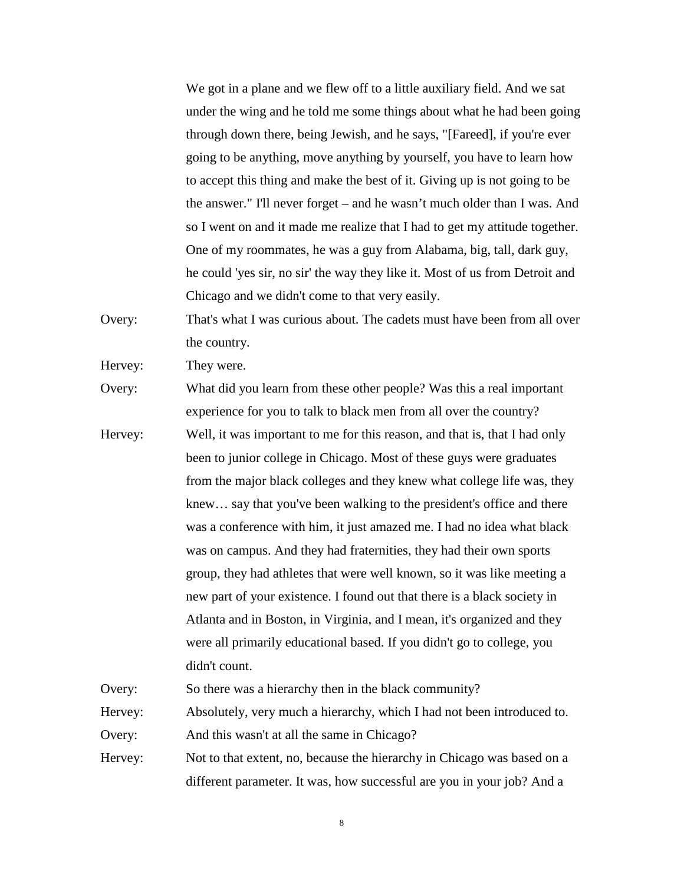We got in a plane and we flew off to a little auxiliary field. And we sat under the wing and he told me some things about what he had been going through down there, being Jewish, and he says, "[Fareed], if you're ever going to be anything, move anything by yourself, you have to learn how to accept this thing and make the best of it. Giving up is not going to be the answer." I'll never forget – and he wasn't much older than I was. And so I went on and it made me realize that I had to get my attitude together. One of my roommates, he was a guy from Alabama, big, tall, dark guy, he could 'yes sir, no sir' the way they like it. Most of us from Detroit and Chicago and we didn't come to that very easily.

Overy: That's what I was curious about. The cadets must have been from all over the country.

Hervey: They were.

Overy: What did you learn from these other people? Was this a real important experience for you to talk to black men from all over the country?

Hervey: Well, it was important to me for this reason, and that is, that I had only been to junior college in Chicago. Most of these guys were graduates from the major black colleges and they knew what college life was, they knew… say that you've been walking to the president's office and there was a conference with him, it just amazed me. I had no idea what black was on campus. And they had fraternities, they had their own sports group, they had athletes that were well known, so it was like meeting a new part of your existence. I found out that there is a black society in Atlanta and in Boston, in Virginia, and I mean, it's organized and they were all primarily educational based. If you didn't go to college, you didn't count.

Overy: So there was a hierarchy then in the black community?

Hervey: Absolutely, very much a hierarchy, which I had not been introduced to.

Overy: And this wasn't at all the same in Chicago?

Hervey: Not to that extent, no, because the hierarchy in Chicago was based on a different parameter. It was, how successful are you in your job? And a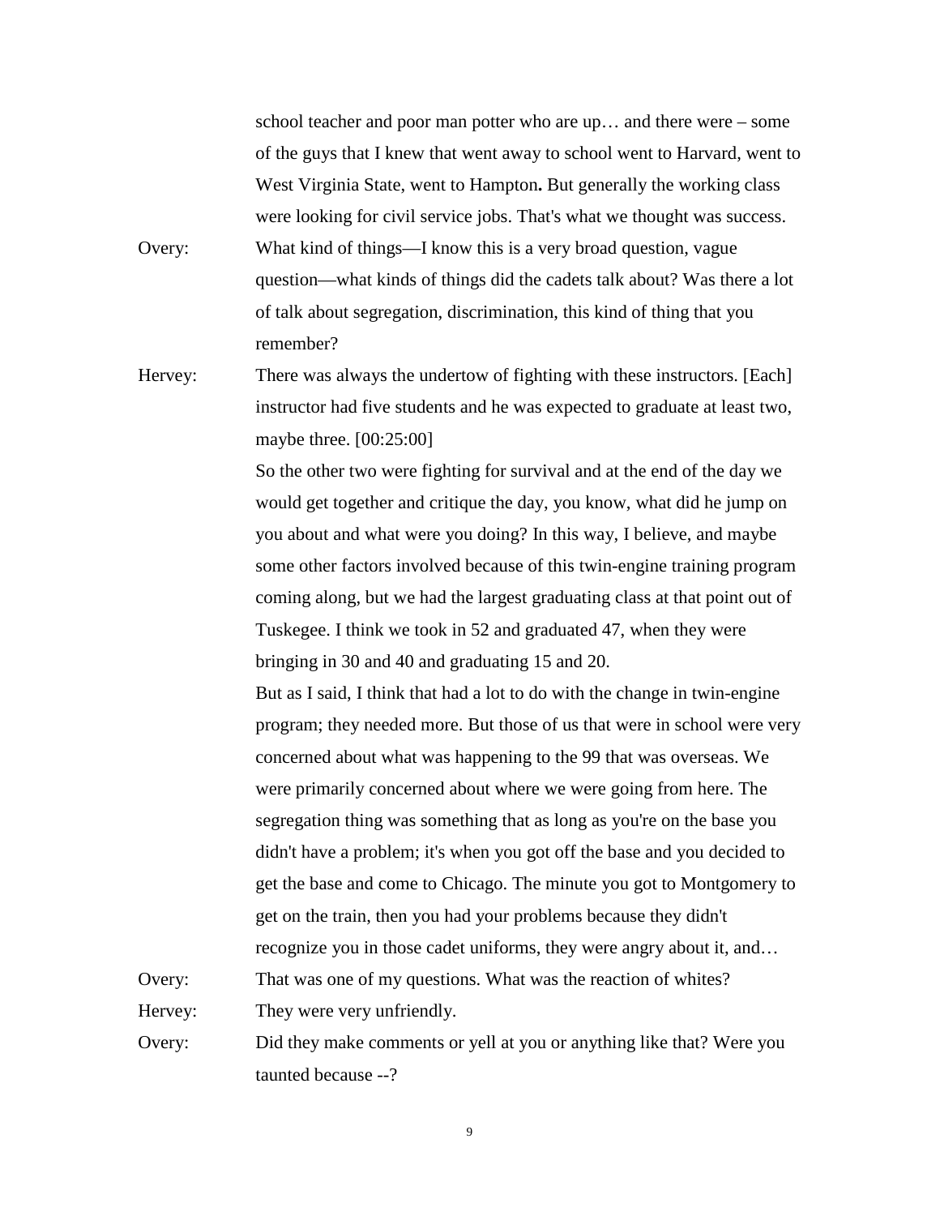school teacher and poor man potter who are up… and there were – some of the guys that I knew that went away to school went to Harvard, went to West Virginia State, went to Hampton**.** But generally the working class were looking for civil service jobs. That's what we thought was success.

Overy: What kind of things—I know this is a very broad question, vague question—what kinds of things did the cadets talk about? Was there a lot of talk about segregation, discrimination, this kind of thing that you remember?

Hervey: There was always the undertow of fighting with these instructors. [Each] instructor had five students and he was expected to graduate at least two, maybe three. [00:25:00]

So the other two were fighting for survival and at the end of the day we would get together and critique the day, you know, what did he jump on you about and what were you doing? In this way, I believe, and maybe some other factors involved because of this twin-engine training program coming along, but we had the largest graduating class at that point out of Tuskegee. I think we took in 52 and graduated 47, when they were bringing in 30 and 40 and graduating 15 and 20.

But as I said, I think that had a lot to do with the change in twin-engine program; they needed more. But those of us that were in school were very concerned about what was happening to the 99 that was overseas. We were primarily concerned about where we were going from here. The segregation thing was something that as long as you're on the base you didn't have a problem; it's when you got off the base and you decided to get the base and come to Chicago. The minute you got to Montgomery to get on the train, then you had your problems because they didn't recognize you in those cadet uniforms, they were angry about it, and…

Overy: That was one of my questions. What was the reaction of whites?

Hervey: They were very unfriendly.

Overy: Did they make comments or yell at you or anything like that? Were you taunted because --?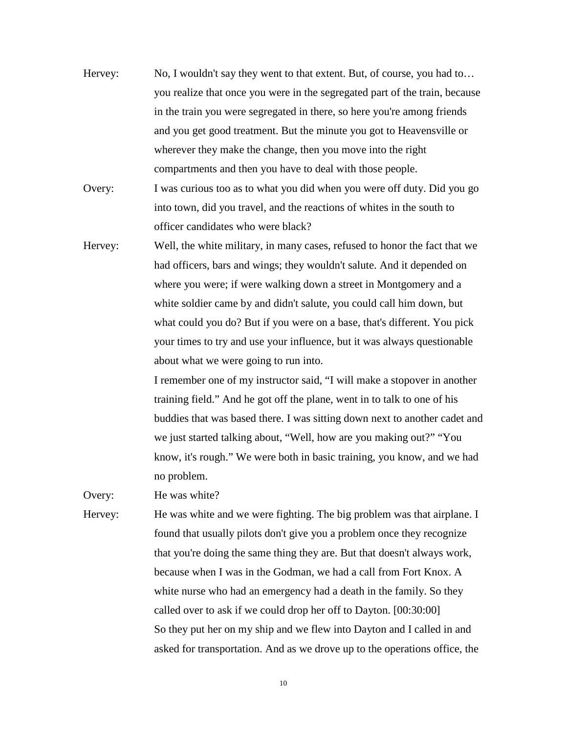Hervey: No, I wouldn't say they went to that extent. But, of course, you had to… you realize that once you were in the segregated part of the train, because in the train you were segregated in there, so here you're among friends and you get good treatment. But the minute you got to Heavensville or wherever they make the change, then you move into the right compartments and then you have to deal with those people.

Overy: I was curious too as to what you did when you were off duty. Did you go into town, did you travel, and the reactions of whites in the south to officer candidates who were black?

Hervey: Well, the white military, in many cases, refused to honor the fact that we had officers, bars and wings; they wouldn't salute. And it depended on where you were; if were walking down a street in Montgomery and a white soldier came by and didn't salute, you could call him down, but what could you do? But if you were on a base, that's different. You pick your times to try and use your influence, but it was always questionable about what we were going to run into.

I remember one of my instructor said, "I will make a stopover in another training field." And he got off the plane, went in to talk to one of his buddies that was based there. I was sitting down next to another cadet and we just started talking about, "Well, how are you making out?" "You know, it's rough." We were both in basic training, you know, and we had no problem.

Overy: He was white?

Hervey: He was white and we were fighting. The big problem was that airplane. I found that usually pilots don't give you a problem once they recognize that you're doing the same thing they are. But that doesn't always work, because when I was in the Godman, we had a call from Fort Knox. A white nurse who had an emergency had a death in the family. So they called over to ask if we could drop her off to Dayton. [00:30:00]

So they put her on my ship and we flew into Dayton and I called in and asked for transportation. And as we drove up to the operations office, the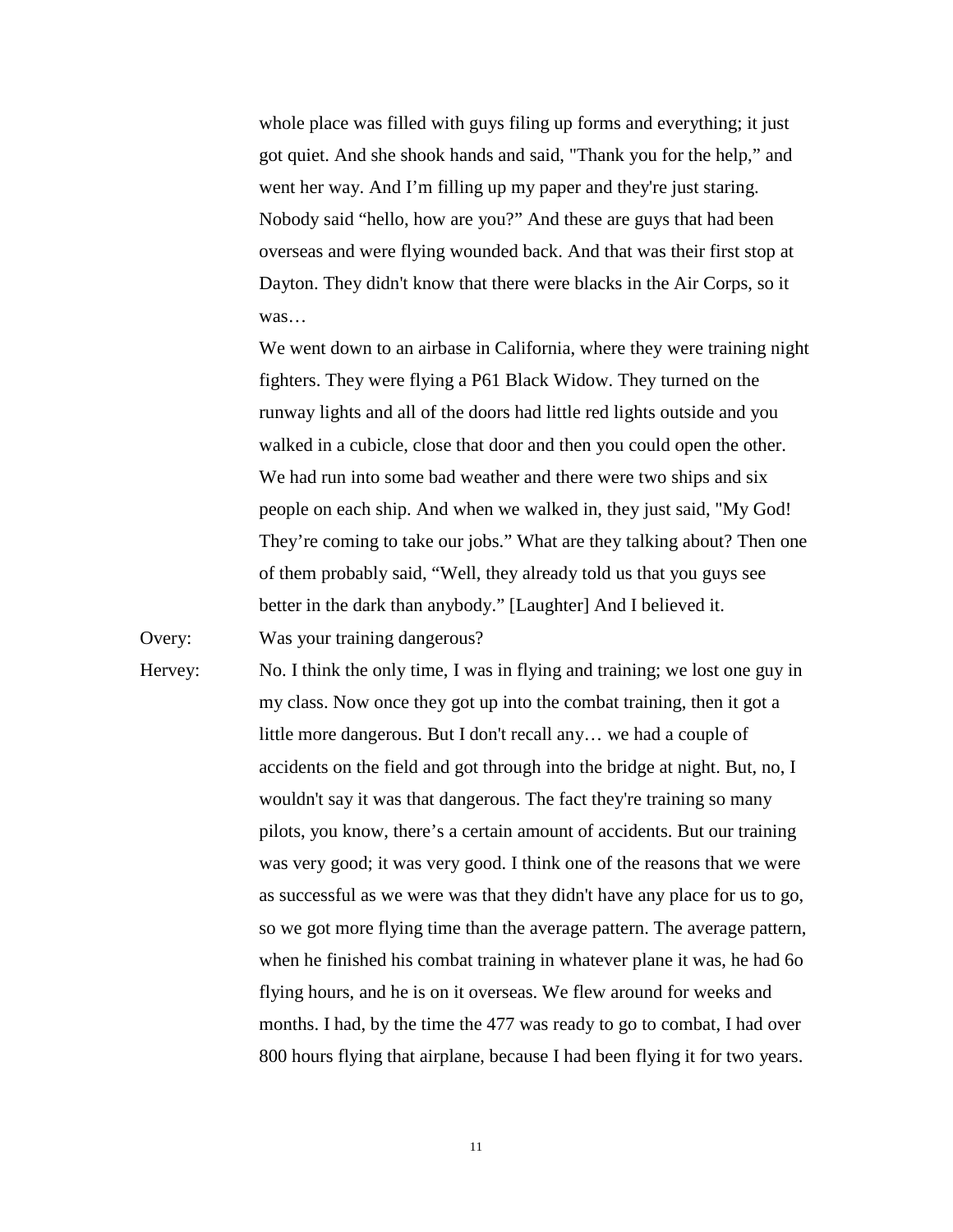whole place was filled with guys filing up forms and everything; it just got quiet. And she shook hands and said, "Thank you for the help," and went her way. And I'm filling up my paper and they're just staring. Nobody said "hello, how are you?" And these are guys that had been overseas and were flying wounded back. And that was their first stop at Dayton. They didn't know that there were blacks in the Air Corps, so it was…

We went down to an airbase in California, where they were training night fighters. They were flying a P61 Black Widow. They turned on the runway lights and all of the doors had little red lights outside and you walked in a cubicle, close that door and then you could open the other. We had run into some bad weather and there were two ships and six people on each ship. And when we walked in, they just said, "My God! They're coming to take our jobs." What are they talking about? Then one of them probably said, "Well, they already told us that you guys see better in the dark than anybody." [Laughter] And I believed it.

Overy: Was your training dangerous?

Hervey: No. I think the only time, I was in flying and training; we lost one guy in my class. Now once they got up into the combat training, then it got a little more dangerous. But I don't recall any… we had a couple of accidents on the field and got through into the bridge at night. But, no, I wouldn't say it was that dangerous. The fact they're training so many pilots, you know, there's a certain amount of accidents. But our training was very good; it was very good. I think one of the reasons that we were as successful as we were was that they didn't have any place for us to go, so we got more flying time than the average pattern. The average pattern, when he finished his combat training in whatever plane it was, he had 6o flying hours, and he is on it overseas. We flew around for weeks and months. I had, by the time the 477 was ready to go to combat, I had over 800 hours flying that airplane, because I had been flying it for two years.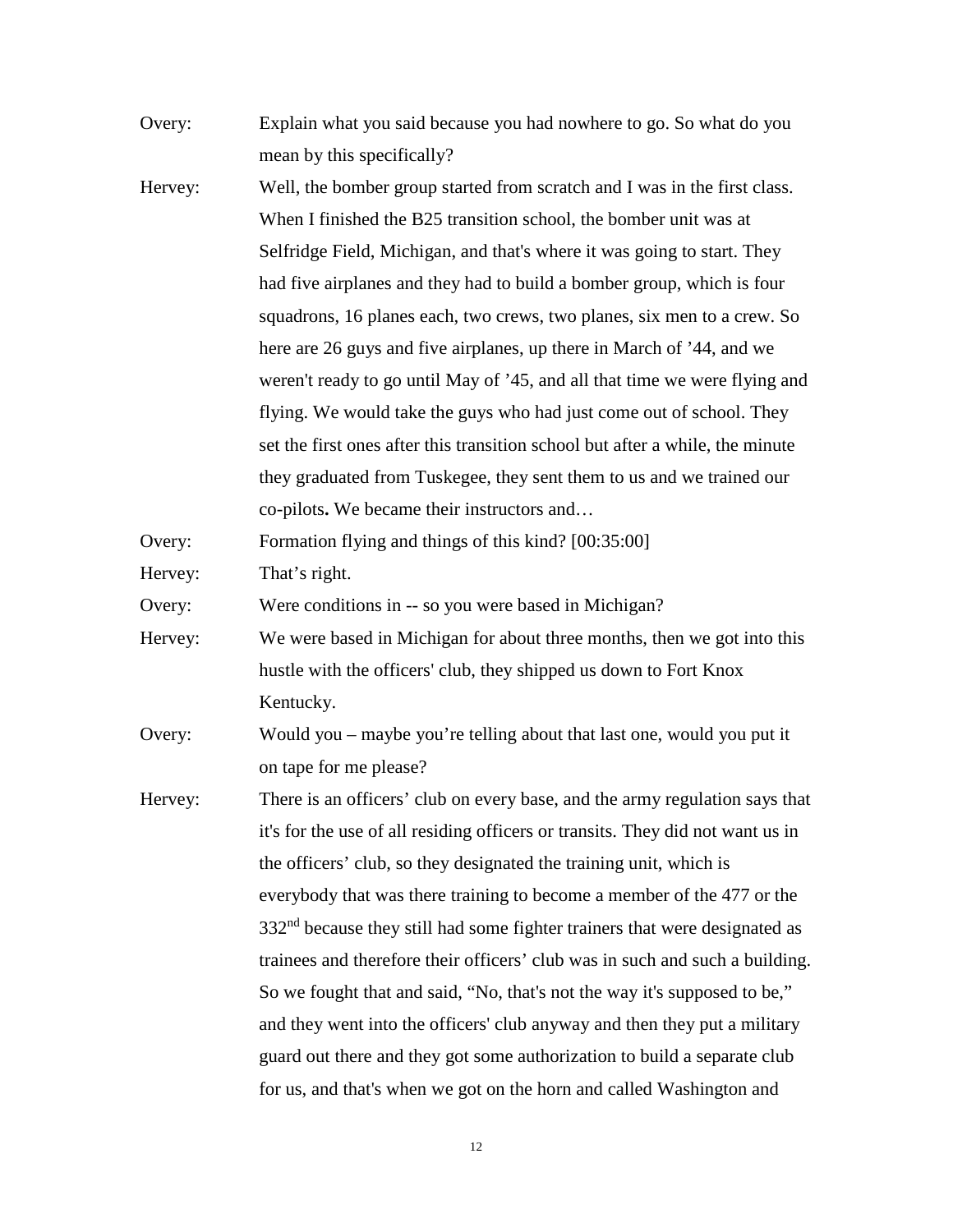Overy: Explain what you said because you had nowhere to go. So what do you mean by this specifically?

Hervey: Well, the bomber group started from scratch and I was in the first class. When I finished the B25 transition school, the bomber unit was at Selfridge Field, Michigan, and that's where it was going to start. They had five airplanes and they had to build a bomber group, which is four squadrons, 16 planes each, two crews, two planes, six men to a crew. So here are 26 guys and five airplanes, up there in March of '44, and we weren't ready to go until May of '45, and all that time we were flying and flying. We would take the guys who had just come out of school. They set the first ones after this transition school but after a while, the minute they graduated from Tuskegee, they sent them to us and we trained our co-pilots**.** We became their instructors and…

Overy: Formation flying and things of this kind? [00:35:00]

Hervey: That's right.

Overy: Were conditions in -- so you were based in Michigan?

Hervey: We were based in Michigan for about three months, then we got into this hustle with the officers' club, they shipped us down to Fort Knox Kentucky.

Overy: Would you – maybe you're telling about that last one, would you put it on tape for me please?

Hervey: There is an officers' club on every base, and the army regulation says that it's for the use of all residing officers or transits. They did not want us in the officers' club, so they designated the training unit, which is everybody that was there training to become a member of the 477 or the 332nd because they still had some fighter trainers that were designated as trainees and therefore their officers' club was in such and such a building. So we fought that and said, "No, that's not the way it's supposed to be," and they went into the officers' club anyway and then they put a military guard out there and they got some authorization to build a separate club for us, and that's when we got on the horn and called Washington and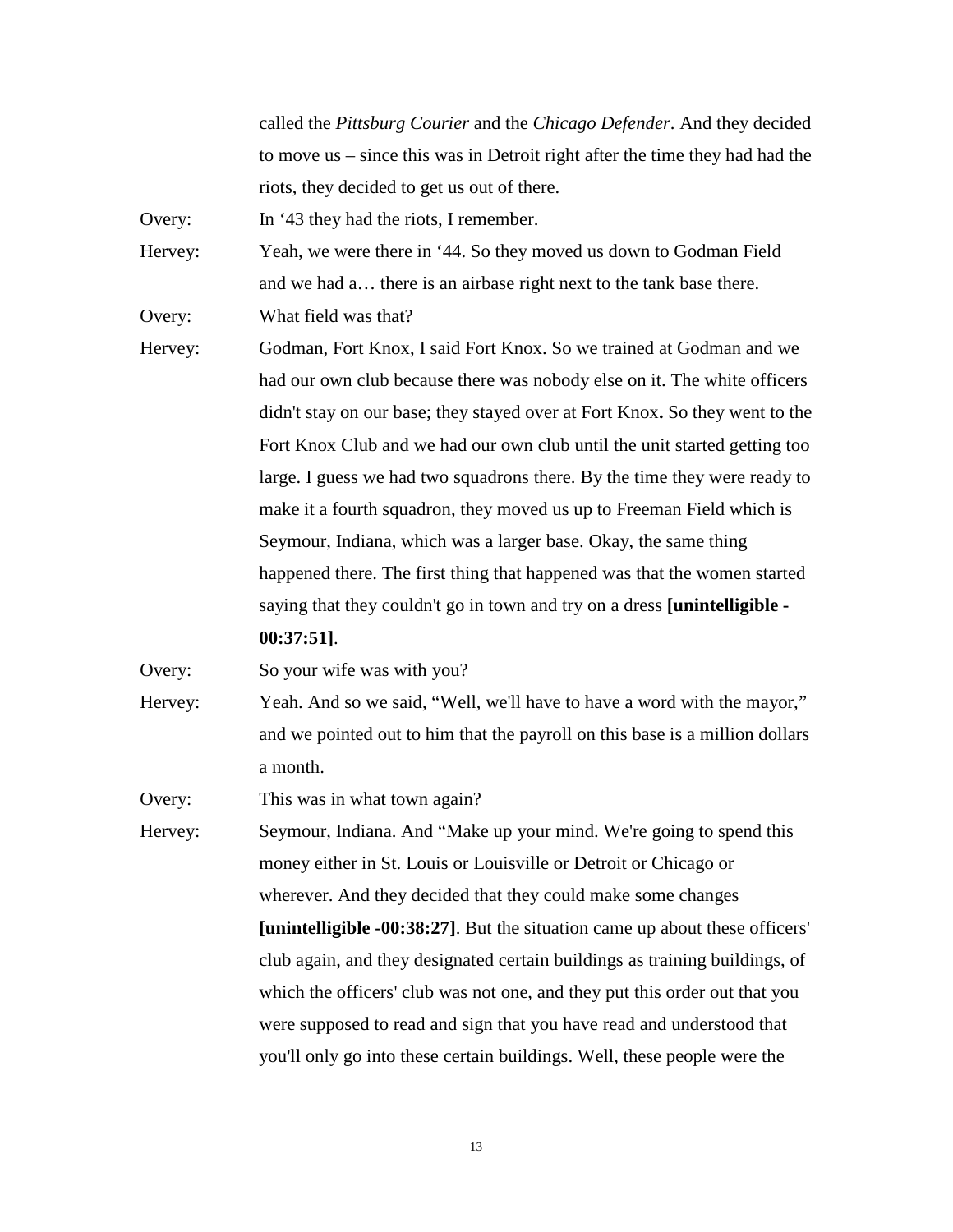called the *Pittsburg Courier* and the *Chicago Defender*. And they decided to move us – since this was in Detroit right after the time they had had the riots, they decided to get us out of there.

Overy: In '43 they had the riots, I remember.

Hervey: Yeah, we were there in '44. So they moved us down to Godman Field and we had a… there is an airbase right next to the tank base there.

Overy: What field was that?

Hervey: Godman, Fort Knox, I said Fort Knox. So we trained at Godman and we had our own club because there was nobody else on it. The white officers didn't stay on our base; they stayed over at Fort Knox**.** So they went to the Fort Knox Club and we had our own club until the unit started getting too large. I guess we had two squadrons there. By the time they were ready to make it a fourth squadron, they moved us up to Freeman Field which is Seymour, Indiana, which was a larger base. Okay, the same thing happened there. The first thing that happened was that the women started saying that they couldn't go in town and try on a dress **[unintelligible - 00:37:51]**.

Overy: So your wife was with you?

Hervey: Yeah. And so we said, "Well, we'll have to have a word with the mayor," and we pointed out to him that the payroll on this base is a million dollars a month.

Overy: This was in what town again?

Hervey: Seymour, Indiana. And "Make up your mind. We're going to spend this money either in St. Louis or Louisville or Detroit or Chicago or wherever. And they decided that they could make some changes **[unintelligible -00:38:27]**. But the situation came up about these officers' club again, and they designated certain buildings as training buildings, of which the officers' club was not one, and they put this order out that you were supposed to read and sign that you have read and understood that you'll only go into these certain buildings. Well, these people were the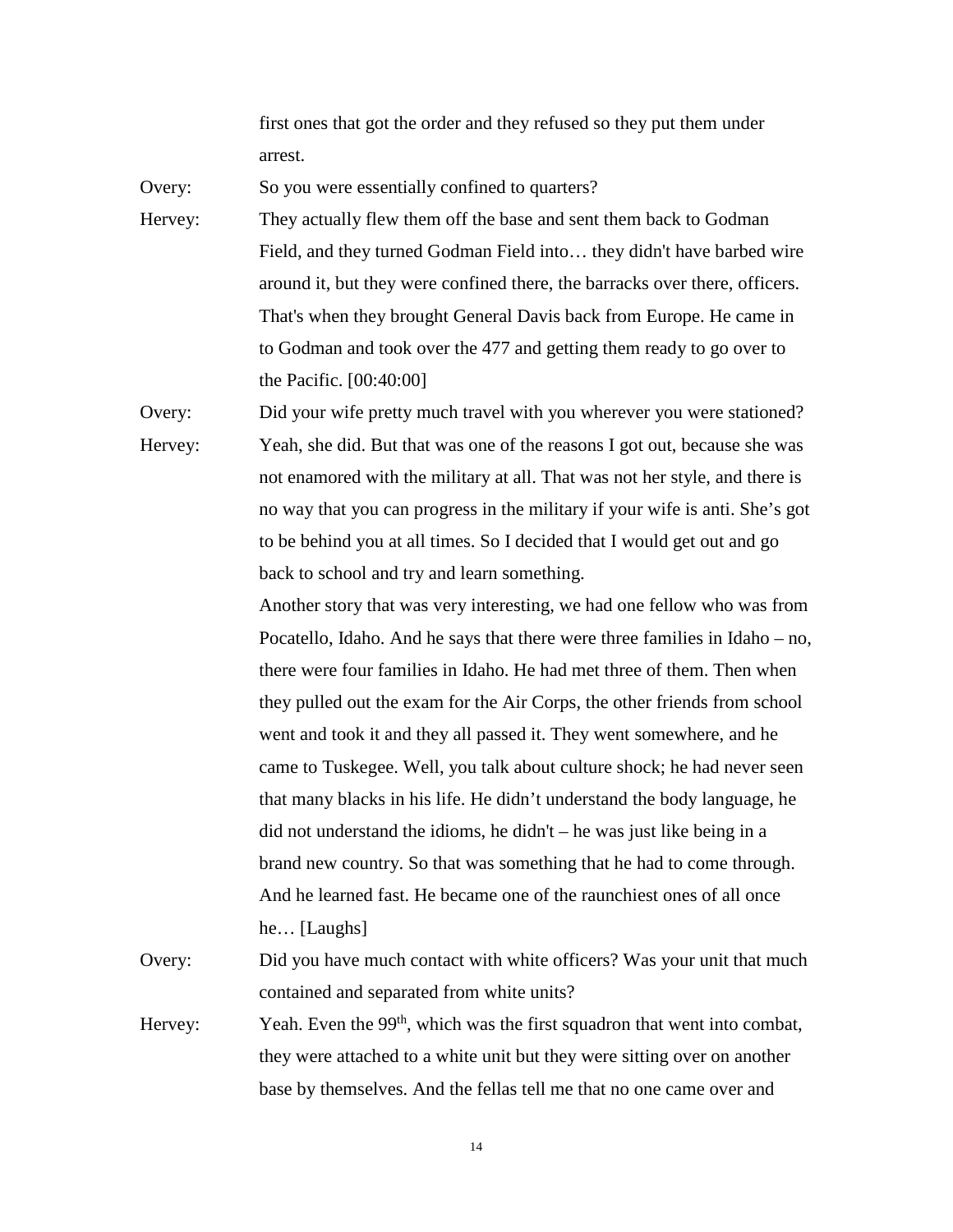first ones that got the order and they refused so they put them under arrest.

Overy: So you were essentially confined to quarters?

Hervey: They actually flew them off the base and sent them back to Godman Field, and they turned Godman Field into… they didn't have barbed wire around it, but they were confined there, the barracks over there, officers. That's when they brought General Davis back from Europe. He came in to Godman and took over the 477 and getting them ready to go over to the Pacific. [00:40:00]

Overy: Did your wife pretty much travel with you wherever you were stationed?

Hervey: Yeah, she did. But that was one of the reasons I got out, because she was not enamored with the military at all. That was not her style, and there is no way that you can progress in the military if your wife is anti. She's got to be behind you at all times. So I decided that I would get out and go back to school and try and learn something.

Another story that was very interesting, we had one fellow who was from Pocatello, Idaho. And he says that there were three families in Idaho – no, there were four families in Idaho. He had met three of them. Then when they pulled out the exam for the Air Corps, the other friends from school went and took it and they all passed it. They went somewhere, and he came to Tuskegee. Well, you talk about culture shock; he had never seen that many blacks in his life. He didn't understand the body language, he did not understand the idioms, he didn't – he was just like being in a brand new country. So that was something that he had to come through. And he learned fast. He became one of the raunchiest ones of all once he… [Laughs]

Overy: Did you have much contact with white officers? Was your unit that much contained and separated from white units?

Hervey: Yeah. Even the 99th, which was the first squadron that went into combat, they were attached to a white unit but they were sitting over on another base by themselves. And the fellas tell me that no one came over and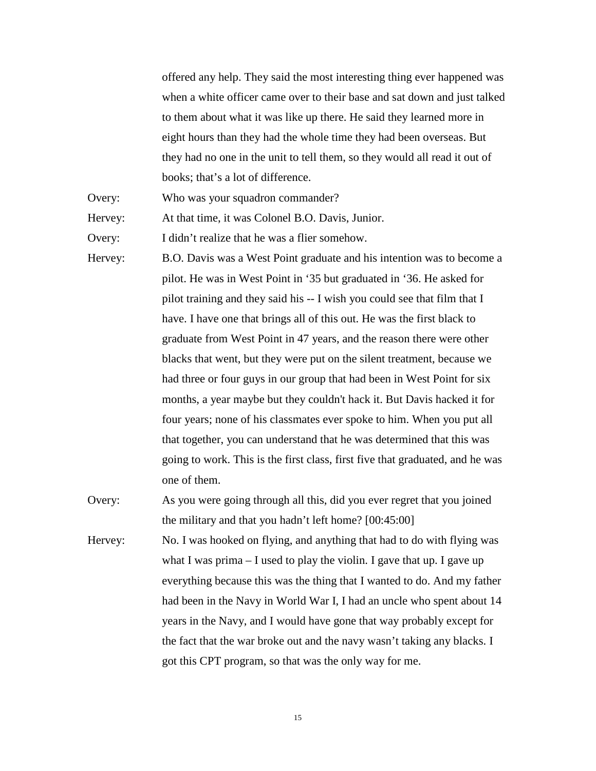offered any help. They said the most interesting thing ever happened was when a white officer came over to their base and sat down and just talked to them about what it was like up there. He said they learned more in eight hours than they had the whole time they had been overseas. But they had no one in the unit to tell them, so they would all read it out of books; that's a lot of difference.

Overy: Who was your squadron commander?

Hervey: At that time, it was Colonel B.O. Davis, Junior.

Overy: I didn't realize that he was a flier somehow.

Hervey: B.O. Davis was a West Point graduate and his intention was to become a pilot. He was in West Point in '35 but graduated in '36. He asked for pilot training and they said his -- I wish you could see that film that I have. I have one that brings all of this out. He was the first black to graduate from West Point in 47 years, and the reason there were other blacks that went, but they were put on the silent treatment, because we had three or four guys in our group that had been in West Point for six months, a year maybe but they couldn't hack it. But Davis hacked it for four years; none of his classmates ever spoke to him. When you put all that together, you can understand that he was determined that this was going to work. This is the first class, first five that graduated, and he was one of them.

Overy: As you were going through all this, did you ever regret that you joined the military and that you hadn't left home? [00:45:00]

Hervey: No. I was hooked on flying, and anything that had to do with flying was what I was prima – I used to play the violin. I gave that up. I gave up everything because this was the thing that I wanted to do. And my father had been in the Navy in World War I, I had an uncle who spent about 14 years in the Navy, and I would have gone that way probably except for the fact that the war broke out and the navy wasn't taking any blacks. I got this CPT program, so that was the only way for me.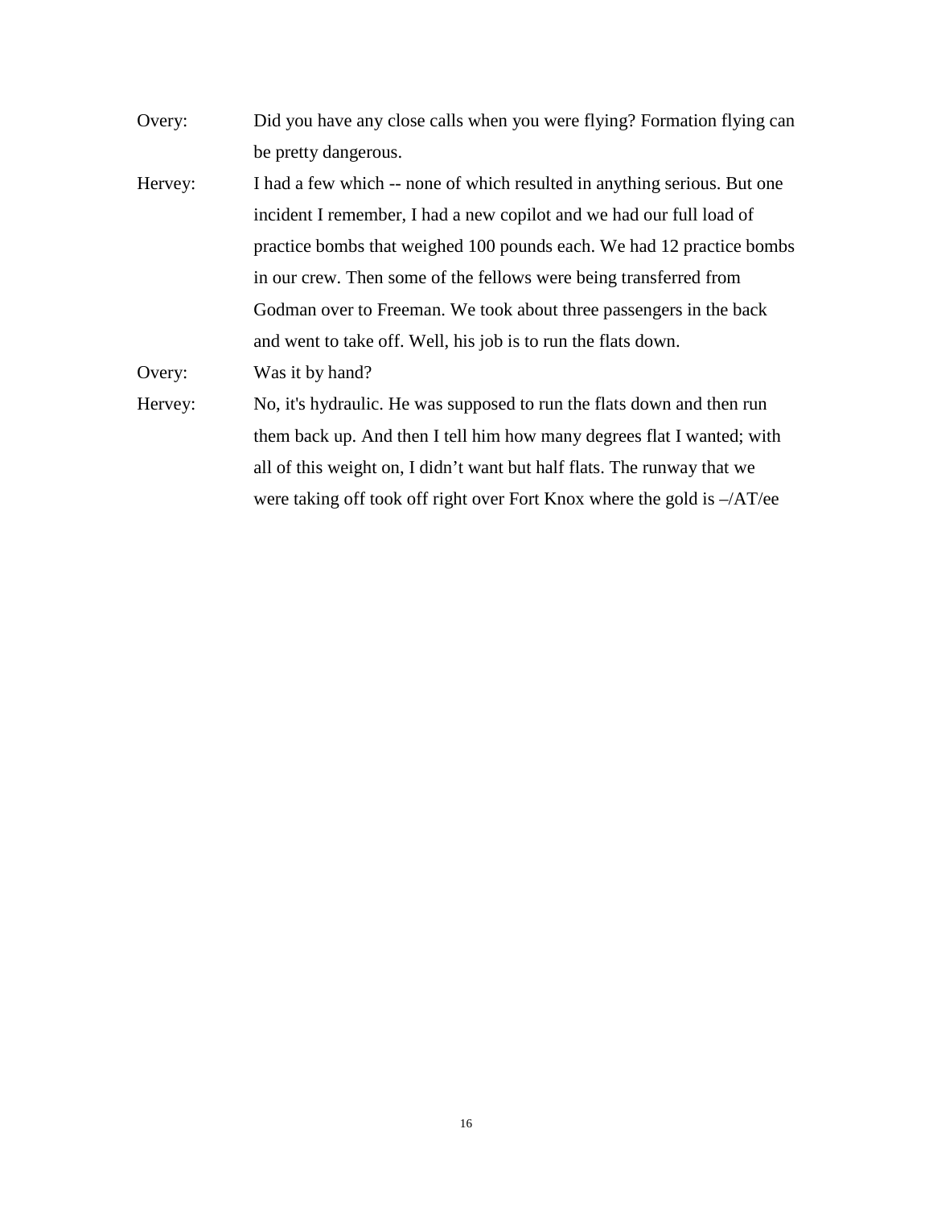Overy: Did you have any close calls when you were flying? Formation flying can be pretty dangerous.

Hervey: I had a few which -- none of which resulted in anything serious. But one incident I remember, I had a new copilot and we had our full load of practice bombs that weighed 100 pounds each. We had 12 practice bombs in our crew. Then some of the fellows were being transferred from Godman over to Freeman. We took about three passengers in the back and went to take off. Well, his job is to run the flats down.

Overy: Was it by hand?

Hervey: No, it's hydraulic. He was supposed to run the flats down and then run them back up. And then I tell him how many degrees flat I wanted; with all of this weight on, I didn't want but half flats. The runway that we were taking off took off right over Fort Knox where the gold is –/AT/ee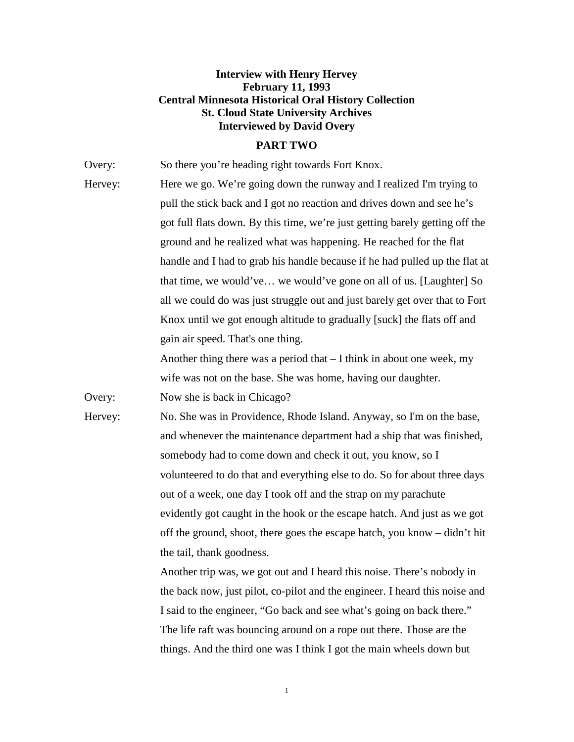**Interview with Henry Hervey**
**February 11, 1993**
**Central Minnesota Historical Oral History Collection**
**St. Cloud State University Archives**
**Interviewed by David Overy**

**PART TWO**

Overy: So there you're heading right towards Fort Knox.

Hervey: Here we go. We're going down the runway and I realized I'm trying to pull the stick back and I got no reaction and drives down and see he's got full flats down. By this time, we're just getting barely getting off the ground and he realized what was happening. He reached for the flat handle and I had to grab his handle because if he had pulled up the flat at that time, we would've… we would've gone on all of us. [Laughter] So all we could do was just struggle out and just barely get over that to Fort Knox until we got enough altitude to gradually [suck] the flats off and gain air speed. That's one thing.

Another thing there was a period that – I think in about one week, my wife was not on the base. She was home, having our daughter.

Overy: Now she is back in Chicago?

Hervey: No. She was in Providence, Rhode Island. Anyway, so I'm on the base, and whenever the maintenance department had a ship that was finished, somebody had to come down and check it out, you know, so I volunteered to do that and everything else to do. So for about three days out of a week, one day I took off and the strap on my parachute evidently got caught in the hook or the escape hatch. And just as we got off the ground, shoot, there goes the escape hatch, you know – didn't hit the tail, thank goodness.

Another trip was, we got out and I heard this noise. There's nobody in the back now, just pilot, co-pilot and the engineer. I heard this noise and I said to the engineer, "Go back and see what's going on back there." The life raft was bouncing around on a rope out there. Those are the things. And the third one was I think I got the main wheels down but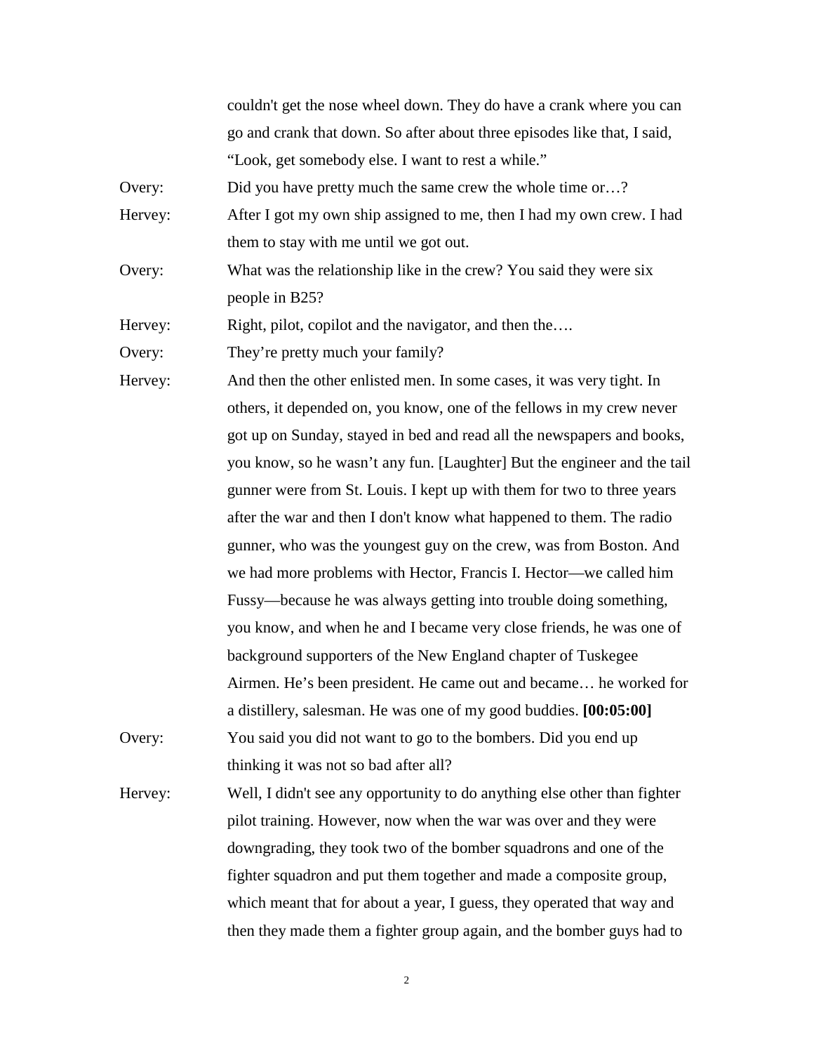couldn't get the nose wheel down. They do have a crank where you can go and crank that down. So after about three episodes like that, I said, "Look, get somebody else. I want to rest a while."

Overy: Did you have pretty much the same crew the whole time or…?

Hervey: After I got my own ship assigned to me, then I had my own crew. I had them to stay with me until we got out.

Overy: What was the relationship like in the crew? You said they were six people in B25?

Hervey: Right, pilot, copilot and the navigator, and then the….

Overy: They're pretty much your family?

Hervey: And then the other enlisted men. In some cases, it was very tight. In others, it depended on, you know, one of the fellows in my crew never got up on Sunday, stayed in bed and read all the newspapers and books, you know, so he wasn't any fun. [Laughter] But the engineer and the tail gunner were from St. Louis. I kept up with them for two to three years after the war and then I don't know what happened to them. The radio gunner, who was the youngest guy on the crew, was from Boston. And we had more problems with Hector, Francis I. Hector—we called him Fussy—because he was always getting into trouble doing something, you know, and when he and I became very close friends, he was one of background supporters of the New England chapter of Tuskegee Airmen. He's been president. He came out and became… he worked for a distillery, salesman. He was one of my good buddies. **[00:05:00]**

Overy: You said you did not want to go to the bombers. Did you end up thinking it was not so bad after all?

Hervey: Well, I didn't see any opportunity to do anything else other than fighter pilot training. However, now when the war was over and they were downgrading, they took two of the bomber squadrons and one of the fighter squadron and put them together and made a composite group, which meant that for about a year, I guess, they operated that way and then they made them a fighter group again, and the bomber guys had to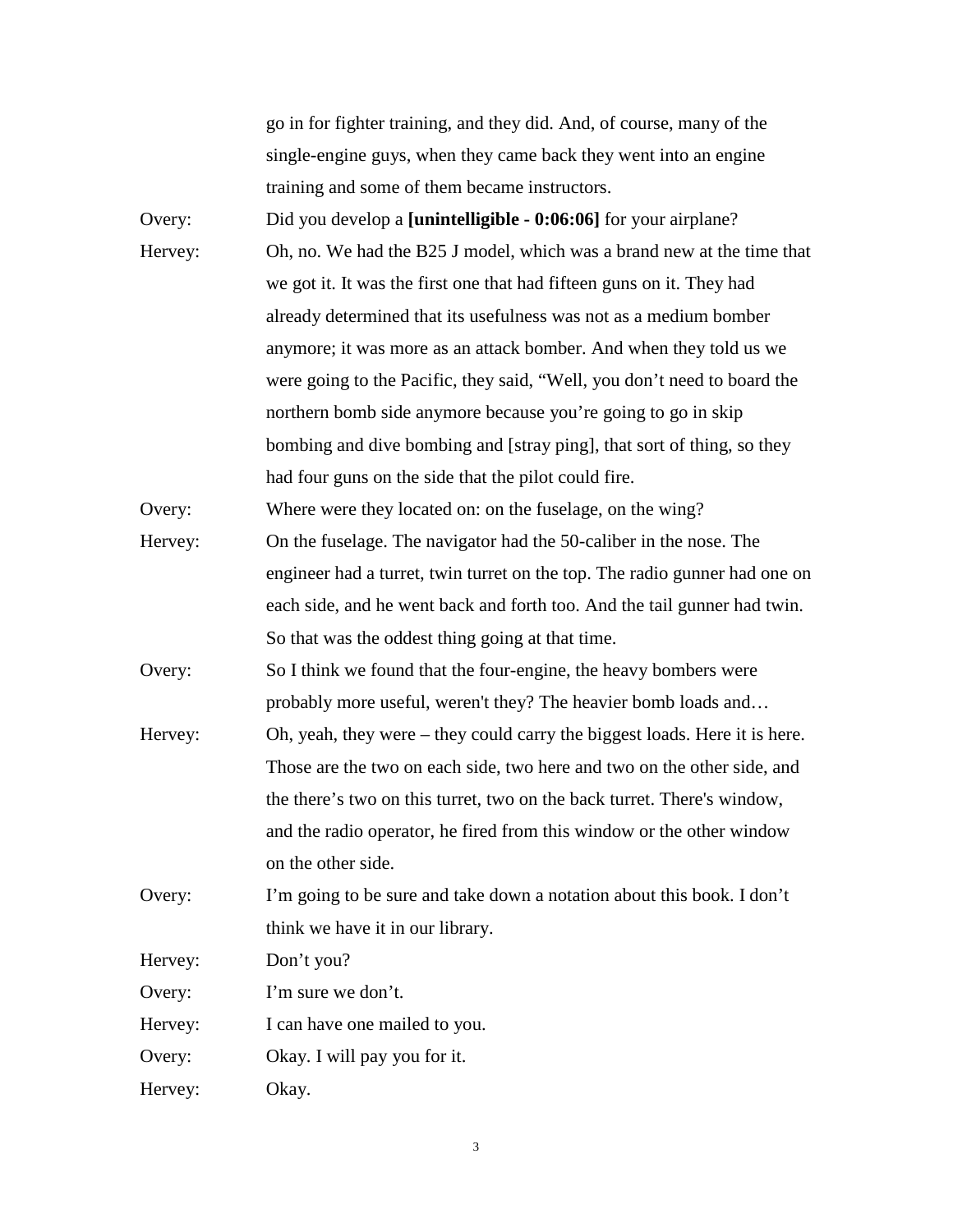go in for fighter training, and they did. And, of course, many of the single-engine guys, when they came back they went into an engine training and some of them became instructors.

Overy: Did you develop a **[unintelligible - 0:06:06]** for your airplane?

Hervey: Oh, no. We had the B25 J model, which was a brand new at the time that we got it. It was the first one that had fifteen guns on it. They had already determined that its usefulness was not as a medium bomber anymore; it was more as an attack bomber. And when they told us we were going to the Pacific, they said, "Well, you don't need to board the northern bomb side anymore because you're going to go in skip bombing and dive bombing and [stray ping], that sort of thing, so they had four guns on the side that the pilot could fire.

Overy: Where were they located on: on the fuselage, on the wing?

Hervey: On the fuselage. The navigator had the 50-caliber in the nose. The engineer had a turret, twin turret on the top. The radio gunner had one on each side, and he went back and forth too. And the tail gunner had twin. So that was the oddest thing going at that time.

Overy: So I think we found that the four-engine, the heavy bombers were probably more useful, weren't they? The heavier bomb loads and…

Hervey: Oh, yeah, they were – they could carry the biggest loads. Here it is here. Those are the two on each side, two here and two on the other side, and the there's two on this turret, two on the back turret. There's window, and the radio operator, he fired from this window or the other window on the other side.

Overy: I'm going to be sure and take down a notation about this book. I don't think we have it in our library.

Hervey: Don't you?

Overy: I'm sure we don't.

Hervey: I can have one mailed to you.

Overy: Okay. I will pay you for it.

Hervey: Okay.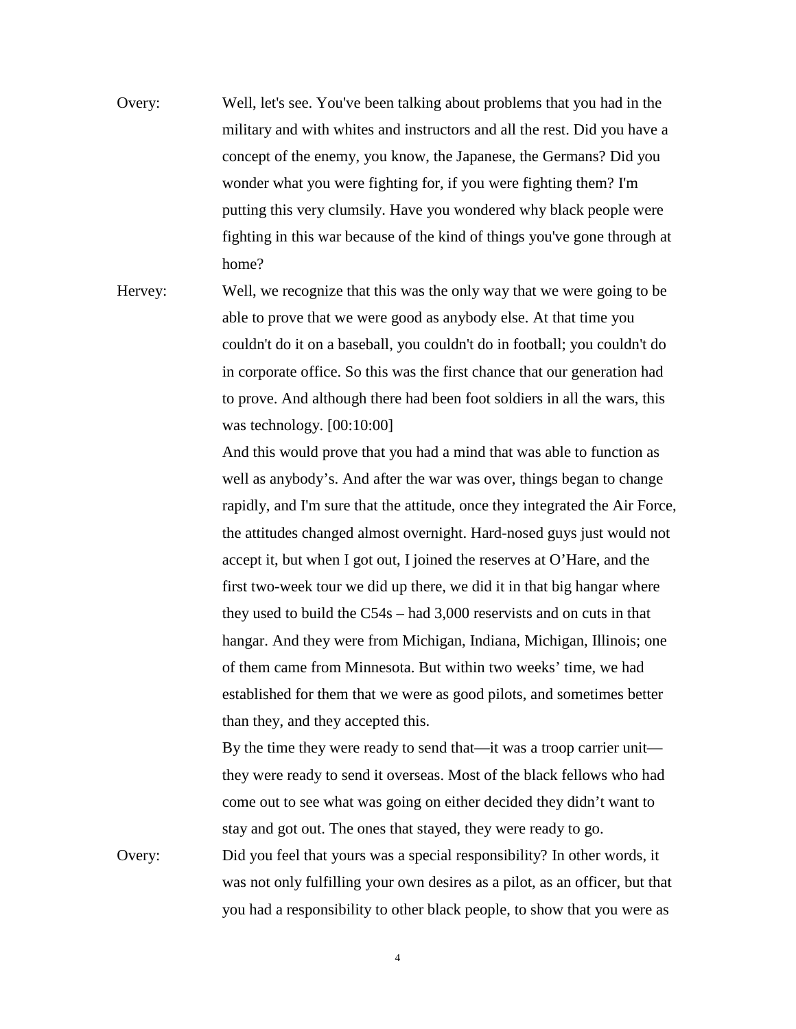Overy: Well, let's see. You've been talking about problems that you had in the military and with whites and instructors and all the rest. Did you have a concept of the enemy, you know, the Japanese, the Germans? Did you wonder what you were fighting for, if you were fighting them? I'm putting this very clumsily. Have you wondered why black people were fighting in this war because of the kind of things you've gone through at home?

Hervey: Well, we recognize that this was the only way that we were going to be able to prove that we were good as anybody else. At that time you couldn't do it on a baseball, you couldn't do in football; you couldn't do in corporate office. So this was the first chance that our generation had to prove. And although there had been foot soldiers in all the wars, this was technology. [00:10:00]

And this would prove that you had a mind that was able to function as well as anybody's. And after the war was over, things began to change rapidly, and I'm sure that the attitude, once they integrated the Air Force, the attitudes changed almost overnight. Hard-nosed guys just would not accept it, but when I got out, I joined the reserves at O'Hare, and the first two-week tour we did up there, we did it in that big hangar where they used to build the C54s – had 3,000 reservists and on cuts in that hangar. And they were from Michigan, Indiana, Michigan, Illinois; one of them came from Minnesota. But within two weeks' time, we had established for them that we were as good pilots, and sometimes better than they, and they accepted this.

By the time they were ready to send that—it was a troop carrier unit—they were ready to send it overseas. Most of the black fellows who had come out to see what was going on either decided they didn't want to stay and got out. The ones that stayed, they were ready to go.

Overy: Did you feel that yours was a special responsibility? In other words, it was not only fulfilling your own desires as a pilot, as an officer, but that you had a responsibility to other black people, to show that you were as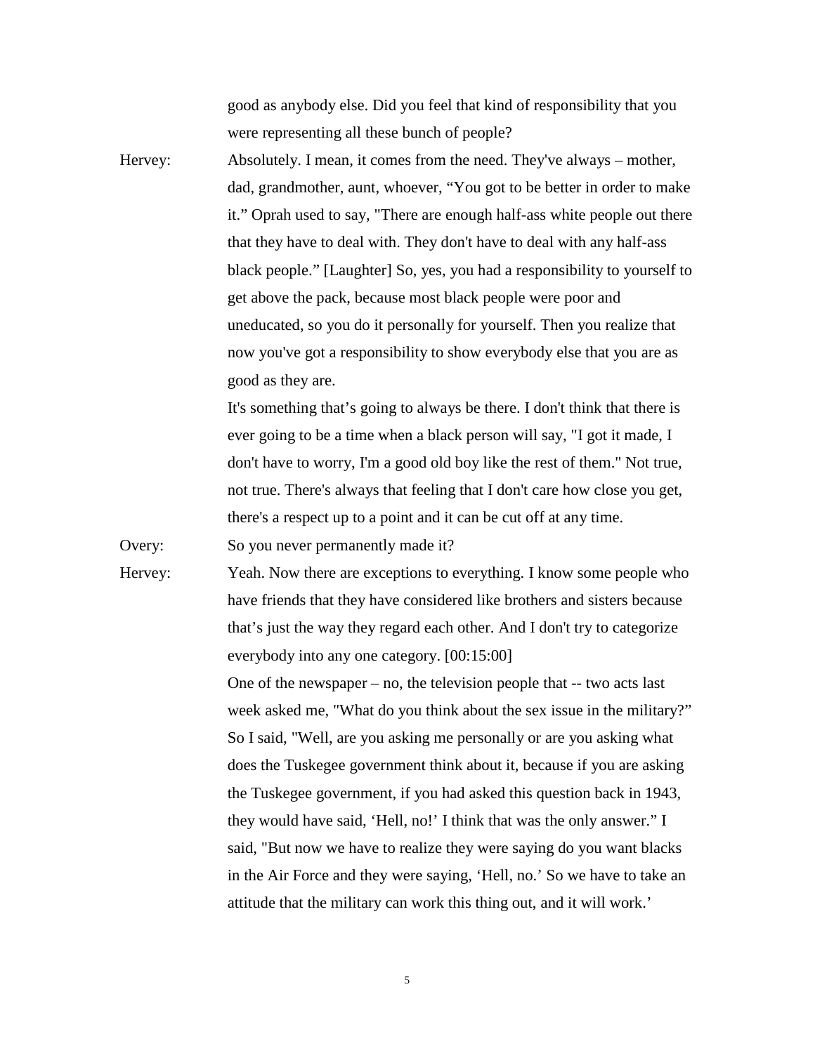good as anybody else. Did you feel that kind of responsibility that you were representing all these bunch of people?

Hervey: Absolutely. I mean, it comes from the need. They've always – mother, dad, grandmother, aunt, whoever, "You got to be better in order to make it." Oprah used to say, "There are enough half-ass white people out there that they have to deal with. They don't have to deal with any half-ass black people." [Laughter] So, yes, you had a responsibility to yourself to get above the pack, because most black people were poor and uneducated, so you do it personally for yourself. Then you realize that now you've got a responsibility to show everybody else that you are as good as they are.

It's something that's going to always be there. I don't think that there is ever going to be a time when a black person will say, "I got it made, I don't have to worry, I'm a good old boy like the rest of them." Not true, not true. There's always that feeling that I don't care how close you get, there's a respect up to a point and it can be cut off at any time.

Overy: So you never permanently made it?

Hervey: Yeah. Now there are exceptions to everything. I know some people who have friends that they have considered like brothers and sisters because that's just the way they regard each other. And I don't try to categorize everybody into any one category. [00:15:00]

One of the newspaper – no, the television people that -- two acts last week asked me, "What do you think about the sex issue in the military?" So I said, "Well, are you asking me personally or are you asking what does the Tuskegee government think about it, because if you are asking the Tuskegee government, if you had asked this question back in 1943, they would have said, 'Hell, no!' I think that was the only answer." I said, "But now we have to realize they were saying do you want blacks in the Air Force and they were saying, 'Hell, no.' So we have to take an attitude that the military can work this thing out, and it will work.'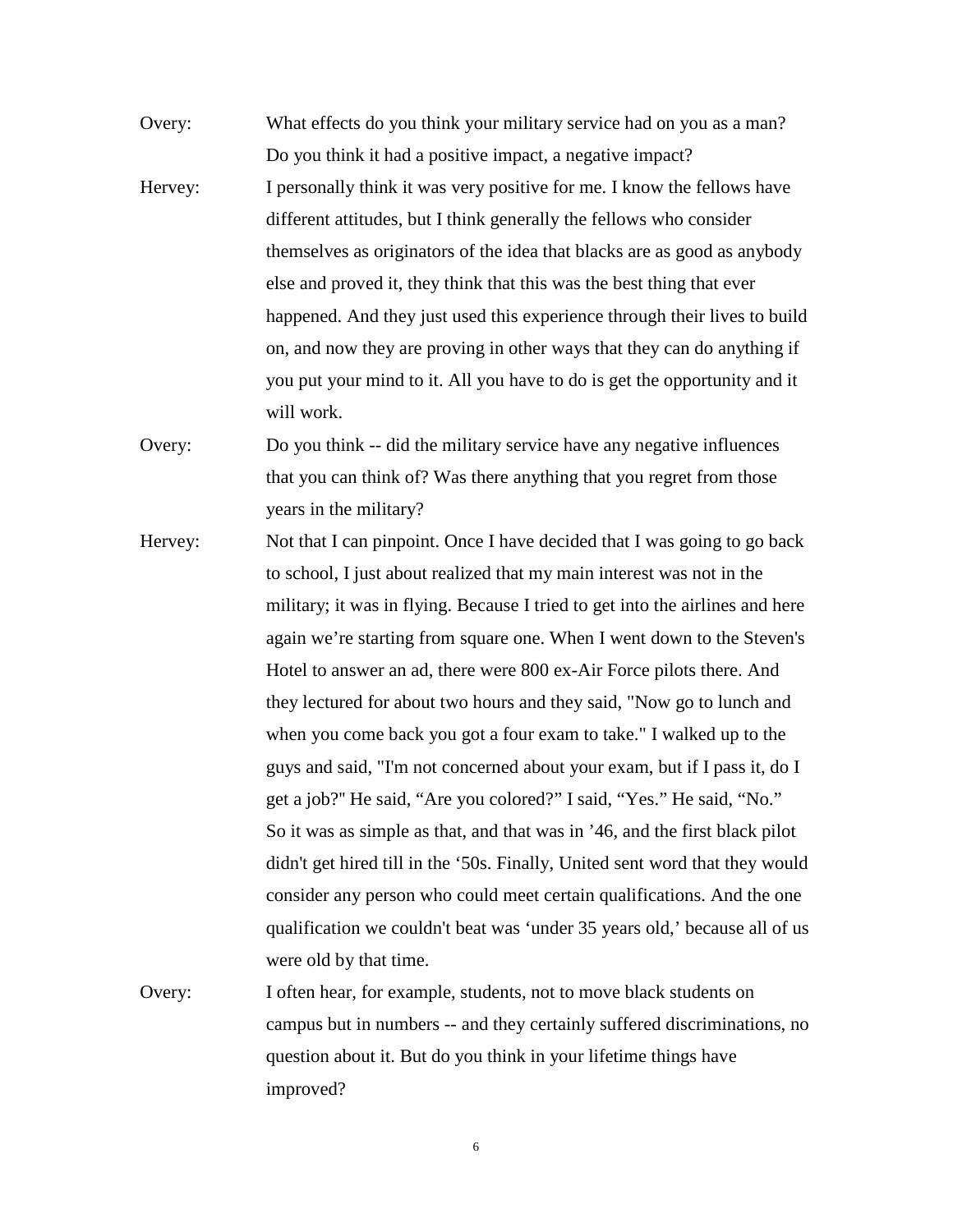Overy: What effects do you think your military service had on you as a man? Do you think it had a positive impact, a negative impact?

Hervey: I personally think it was very positive for me. I know the fellows have different attitudes, but I think generally the fellows who consider themselves as originators of the idea that blacks are as good as anybody else and proved it, they think that this was the best thing that ever happened. And they just used this experience through their lives to build on, and now they are proving in other ways that they can do anything if you put your mind to it. All you have to do is get the opportunity and it will work.

Overy: Do you think -- did the military service have any negative influences that you can think of? Was there anything that you regret from those years in the military?

Hervey: Not that I can pinpoint. Once I have decided that I was going to go back to school, I just about realized that my main interest was not in the military; it was in flying. Because I tried to get into the airlines and here again we're starting from square one. When I went down to the Steven's Hotel to answer an ad, there were 800 ex-Air Force pilots there. And they lectured for about two hours and they said, "Now go to lunch and when you come back you got a four exam to take." I walked up to the guys and said, "I'm not concerned about your exam, but if I pass it, do I get a job?" He said, "Are you colored?" I said, "Yes." He said, "No." So it was as simple as that, and that was in '46, and the first black pilot didn't get hired till in the '50s. Finally, United sent word that they would consider any person who could meet certain qualifications. And the one qualification we couldn't beat was 'under 35 years old,' because all of us were old by that time.

Overy: I often hear, for example, students, not to move black students on campus but in numbers -- and they certainly suffered discriminations, no question about it. But do you think in your lifetime things have improved?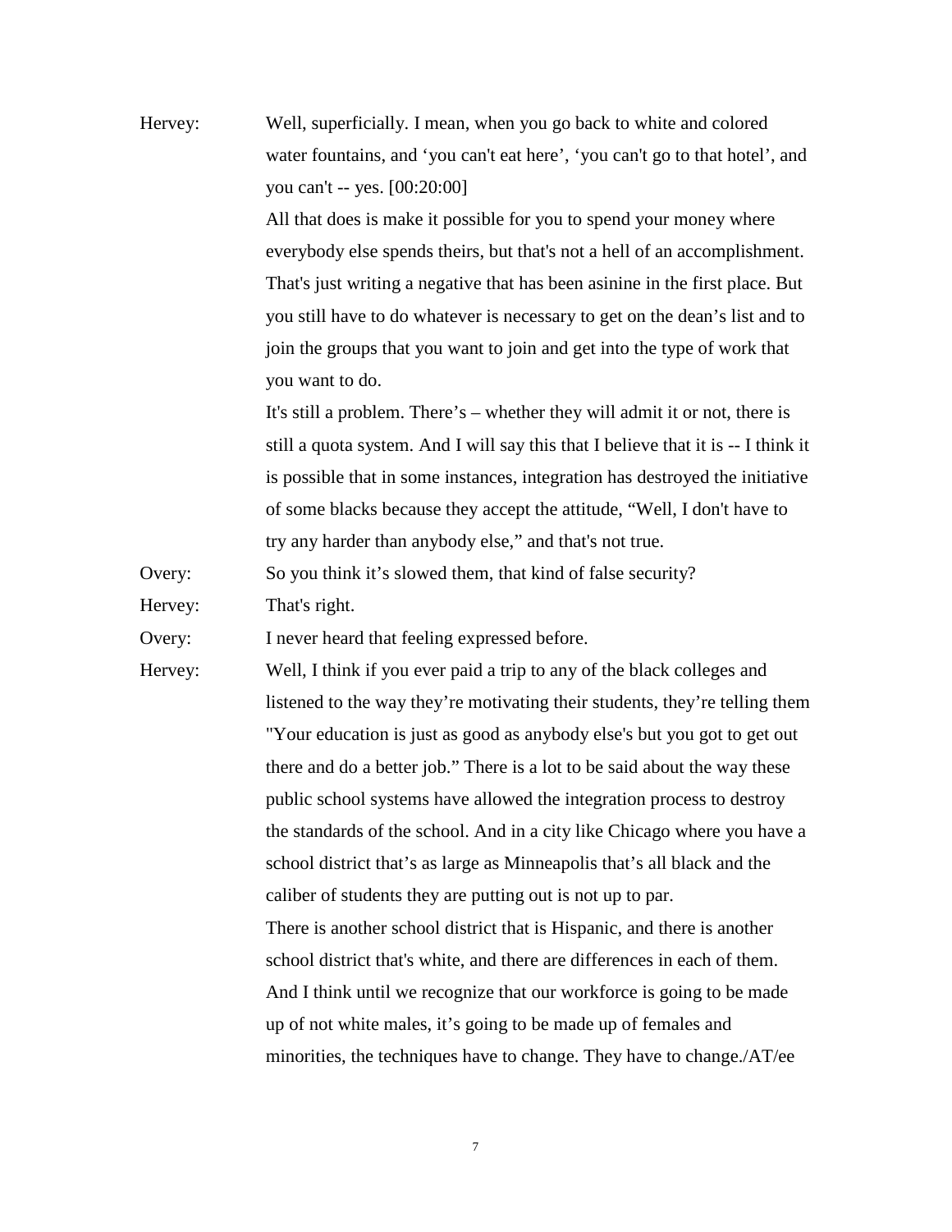Hervey: Well, superficially. I mean, when you go back to white and colored water fountains, and 'you can't eat here', 'you can't go to that hotel', and you can't -- yes. [00:20:00]

All that does is make it possible for you to spend your money where everybody else spends theirs, but that's not a hell of an accomplishment. That's just writing a negative that has been asinine in the first place. But you still have to do whatever is necessary to get on the dean's list and to join the groups that you want to join and get into the type of work that you want to do.

It's still a problem. There's – whether they will admit it or not, there is still a quota system. And I will say this that I believe that it is -- I think it is possible that in some instances, integration has destroyed the initiative of some blacks because they accept the attitude, "Well, I don't have to try any harder than anybody else," and that's not true.

Overy: So you think it's slowed them, that kind of false security?

Hervey: That's right.

Overy: I never heard that feeling expressed before.

Hervey: Well, I think if you ever paid a trip to any of the black colleges and listened to the way they're motivating their students, they're telling them "Your education is just as good as anybody else's but you got to get out there and do a better job." There is a lot to be said about the way these public school systems have allowed the integration process to destroy the standards of the school. And in a city like Chicago where you have a school district that's as large as Minneapolis that's all black and the caliber of students they are putting out is not up to par.

There is another school district that is Hispanic, and there is another school district that's white, and there are differences in each of them. And I think until we recognize that our workforce is going to be made up of not white males, it's going to be made up of females and minorities, the techniques have to change. They have to change./AT/ee